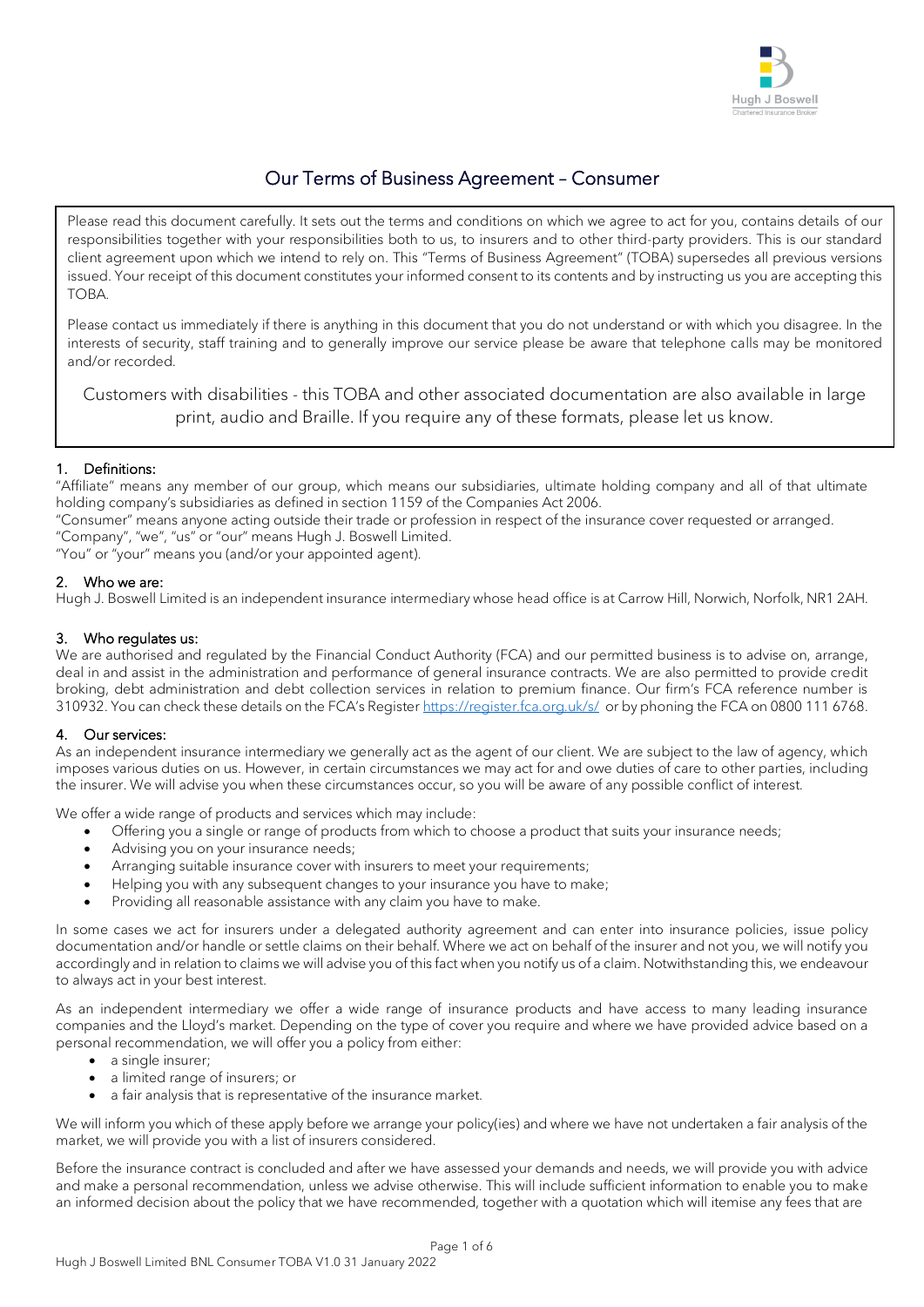# Our Terms of Business Agreement – Consumer

Please read this document carefully. It sets out the terms and conditions on which we agree to act for you, contains details of our responsibilities together with your responsibilities both to us, to insurers and to other third-party providers. This is our standard client agreement upon which we intend to rely on. This "Terms of Business Agreement" (TOBA) supersedes all previous versions issued. Your receipt of this document constitutes your informed consent to its contents and by instructing us you are accepting this TOBA.

Please contact us immediately if there is anything in this document that you do not understand or with which you disagree. In the interests of security, staff training and to generally improve our service please be aware that telephone calls may be monitored and/or recorded.

Customers with disabilities - this TOBA and other associated documentation are also available in large print, audio and Braille. If you require any of these formats, please let us know.

## 1. Definitions:

"Affiliate" means any member of our group, which means our subsidiaries, ultimate holding company and all of that ultimate holding company's subsidiaries as defined in section 1159 of the Companies Act 2006.
"Consumer" means anyone acting outside their trade or profession in respect of the insurance cover requested or arranged.
"Company", "we", "us" or "our" means Hugh J. Boswell Limited.
"You" or "your" means you (and/or your appointed agent).

## 2. Who we are:

Hugh J. Boswell Limited is an independent insurance intermediary whose head office is at Carrow Hill, Norwich, Norfolk, NR1 2AH.

## 3. Who regulates us:

We are authorised and regulated by the Financial Conduct Authority (FCA) and our permitted business is to advise on, arrange, deal in and assist in the administration and performance of general insurance contracts. We are also permitted to provide credit broking, debt administration and debt collection services in relation to premium finance. Our firm's FCA reference number is 310932. You can check these details on the FCA's Register https://register.fca.org.uk/s/ or by phoning the FCA on 0800 111 6768.

## 4. Our services:

As an independent insurance intermediary we generally act as the agent of our client. We are subject to the law of agency, which imposes various duties on us. However, in certain circumstances we may act for and owe duties of care to other parties, including the insurer. We will advise you when these circumstances occur, so you will be aware of any possible conflict of interest.

We offer a wide range of products and services which may include:

- Offering you a single or range of products from which to choose a product that suits your insurance needs;
- Advising you on your insurance needs;
- Arranging suitable insurance cover with insurers to meet your requirements;
- Helping you with any subsequent changes to your insurance you have to make;
- Providing all reasonable assistance with any claim you have to make.

In some cases we act for insurers under a delegated authority agreement and can enter into insurance policies, issue policy documentation and/or handle or settle claims on their behalf. Where we act on behalf of the insurer and not you, we will notify you accordingly and in relation to claims we will advise you of this fact when you notify us of a claim. Notwithstanding this, we endeavour to always act in your best interest.

As an independent intermediary we offer a wide range of insurance products and have access to many leading insurance companies and the Lloyd's market. Depending on the type of cover you require and where we have provided advice based on a personal recommendation, we will offer you a policy from either:

- a single insurer;
- a limited range of insurers; or
- a fair analysis that is representative of the insurance market.

We will inform you which of these apply before we arrange your policy(ies) and where we have not undertaken a fair analysis of the market, we will provide you with a list of insurers considered.

Before the insurance contract is concluded and after we have assessed your demands and needs, we will provide you with advice and make a personal recommendation, unless we advise otherwise. This will include sufficient information to enable you to make an informed decision about the policy that we have recommended, together with a quotation which will itemise any fees that are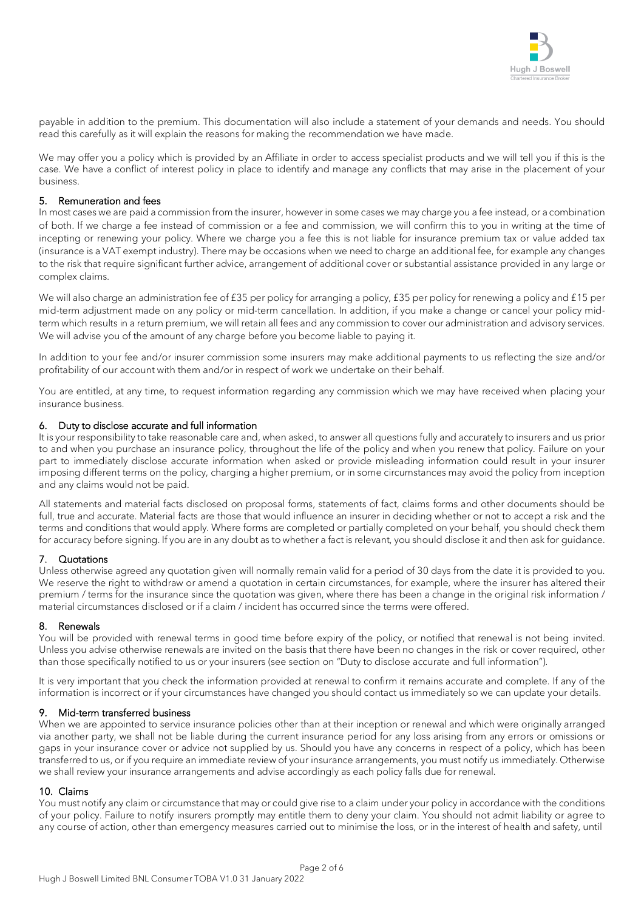payable in addition to the premium. This documentation will also include a statement of your demands and needs. You should read this carefully as it will explain the reasons for making the recommendation we have made.

We may offer you a policy which is provided by an Affiliate in order to access specialist products and we will tell you if this is the case. We have a conflict of interest policy in place to identify and manage any conflicts that may arise in the placement of your business.

## 5. Remuneration and fees

In most cases we are paid a commission from the insurer, however in some cases we may charge you a fee instead, or a combination of both. If we charge a fee instead of commission or a fee and commission, we will confirm this to you in writing at the time of incepting or renewing your policy. Where we charge you a fee this is not liable for insurance premium tax or value added tax (insurance is a VAT exempt industry). There may be occasions when we need to charge an additional fee, for example any changes to the risk that require significant further advice, arrangement of additional cover or substantial assistance provided in any large or complex claims.

We will also charge an administration fee of £35 per policy for arranging a policy, £35 per policy for renewing a policy and £15 per mid-term adjustment made on any policy or mid-term cancellation. In addition, if you make a change or cancel your policy mid-term which results in a return premium, we will retain all fees and any commission to cover our administration and advisory services. We will advise you of the amount of any charge before you become liable to paying it.

In addition to your fee and/or insurer commission some insurers may make additional payments to us reflecting the size and/or profitability of our account with them and/or in respect of work we undertake on their behalf.

You are entitled, at any time, to request information regarding any commission which we may have received when placing your insurance business.

## 6. Duty to disclose accurate and full information

It is your responsibility to take reasonable care and, when asked, to answer all questions fully and accurately to insurers and us prior to and when you purchase an insurance policy, throughout the life of the policy and when you renew that policy. Failure on your part to immediately disclose accurate information when asked or provide misleading information could result in your insurer imposing different terms on the policy, charging a higher premium, or in some circumstances may avoid the policy from inception and any claims would not be paid.

All statements and material facts disclosed on proposal forms, statements of fact, claims forms and other documents should be full, true and accurate. Material facts are those that would influence an insurer in deciding whether or not to accept a risk and the terms and conditions that would apply. Where forms are completed or partially completed on your behalf, you should check them for accuracy before signing. If you are in any doubt as to whether a fact is relevant, you should disclose it and then ask for guidance.

## 7. Quotations

Unless otherwise agreed any quotation given will normally remain valid for a period of 30 days from the date it is provided to you. We reserve the right to withdraw or amend a quotation in certain circumstances, for example, where the insurer has altered their premium / terms for the insurance since the quotation was given, where there has been a change in the original risk information / material circumstances disclosed or if a claim / incident has occurred since the terms were offered.

## 8. Renewals

You will be provided with renewal terms in good time before expiry of the policy, or notified that renewal is not being invited. Unless you advise otherwise renewals are invited on the basis that there have been no changes in the risk or cover required, other than those specifically notified to us or your insurers (see section on "Duty to disclose accurate and full information").

It is very important that you check the information provided at renewal to confirm it remains accurate and complete. If any of the information is incorrect or if your circumstances have changed you should contact us immediately so we can update your details.

## 9. Mid-term transferred business

When we are appointed to service insurance policies other than at their inception or renewal and which were originally arranged via another party, we shall not be liable during the current insurance period for any loss arising from any errors or omissions or gaps in your insurance cover or advice not supplied by us. Should you have any concerns in respect of a policy, which has been transferred to us, or if you require an immediate review of your insurance arrangements, you must notify us immediately. Otherwise we shall review your insurance arrangements and advise accordingly as each policy falls due for renewal.

## 10. Claims

You must notify any claim or circumstance that may or could give rise to a claim under your policy in accordance with the conditions of your policy. Failure to notify insurers promptly may entitle them to deny your claim. You should not admit liability or agree to any course of action, other than emergency measures carried out to minimise the loss, or in the interest of health and safety, until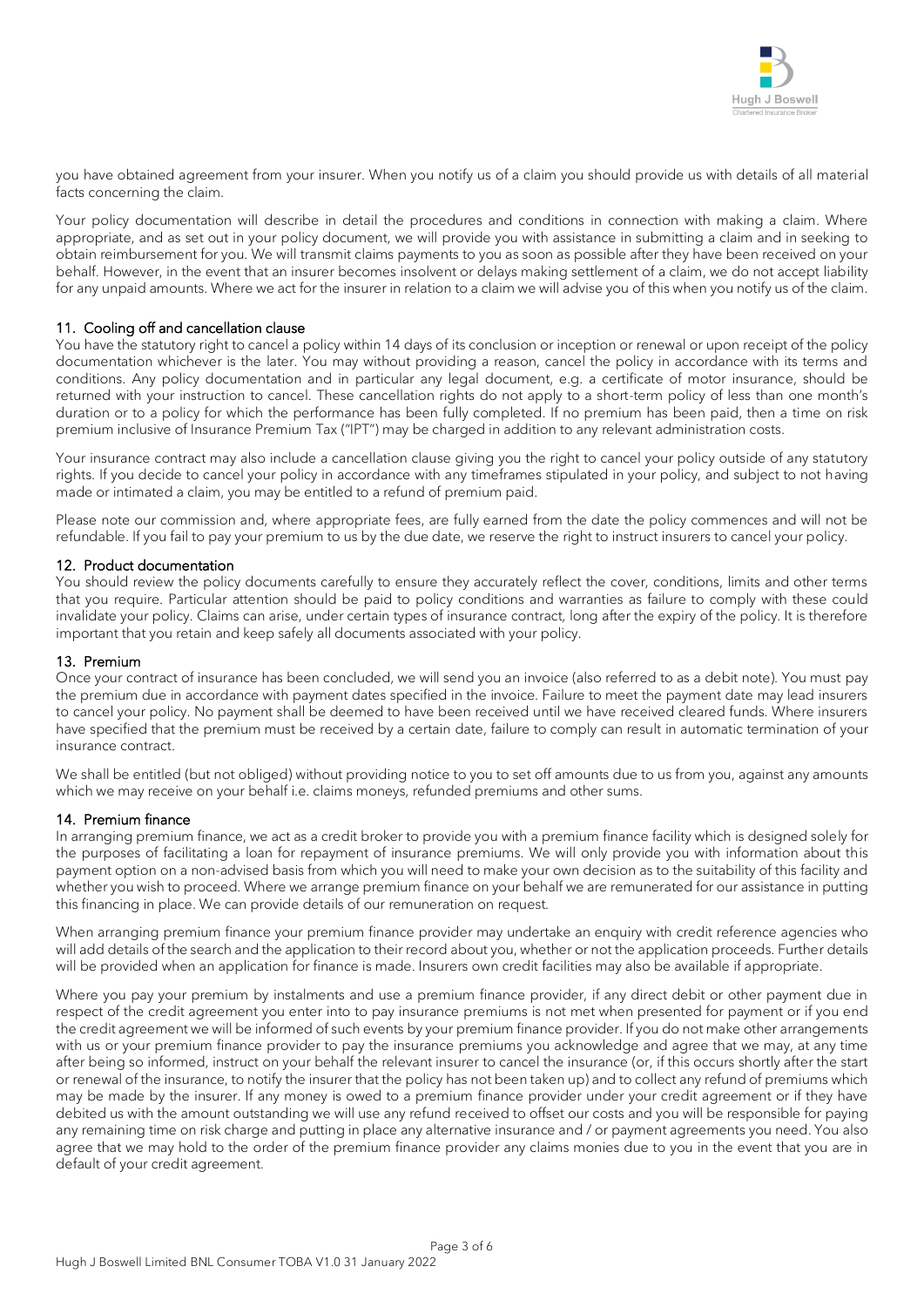you have obtained agreement from your insurer. When you notify us of a claim you should provide us with details of all material facts concerning the claim.

Your policy documentation will describe in detail the procedures and conditions in connection with making a claim. Where appropriate, and as set out in your policy document, we will provide you with assistance in submitting a claim and in seeking to obtain reimbursement for you. We will transmit claims payments to you as soon as possible after they have been received on your behalf. However, in the event that an insurer becomes insolvent or delays making settlement of a claim, we do not accept liability for any unpaid amounts. Where we act for the insurer in relation to a claim we will advise you of this when you notify us of the claim.

### 11. Cooling off and cancellation clause

You have the statutory right to cancel a policy within 14 days of its conclusion or inception or renewal or upon receipt of the policy documentation whichever is the later. You may without providing a reason, cancel the policy in accordance with its terms and conditions. Any policy documentation and in particular any legal document, e.g. a certificate of motor insurance, should be returned with your instruction to cancel. These cancellation rights do not apply to a short-term policy of less than one month's duration or to a policy for which the performance has been fully completed. If no premium has been paid, then a time on risk premium inclusive of Insurance Premium Tax ("IPT") may be charged in addition to any relevant administration costs.

Your insurance contract may also include a cancellation clause giving you the right to cancel your policy outside of any statutory rights. If you decide to cancel your policy in accordance with any timeframes stipulated in your policy, and subject to not having made or intimated a claim, you may be entitled to a refund of premium paid.

Please note our commission and, where appropriate fees, are fully earned from the date the policy commences and will not be refundable. If you fail to pay your premium to us by the due date, we reserve the right to instruct insurers to cancel your policy.

### 12. Product documentation

You should review the policy documents carefully to ensure they accurately reflect the cover, conditions, limits and other terms that you require. Particular attention should be paid to policy conditions and warranties as failure to comply with these could invalidate your policy. Claims can arise, under certain types of insurance contract, long after the expiry of the policy. It is therefore important that you retain and keep safely all documents associated with your policy.

### 13. Premium

Once your contract of insurance has been concluded, we will send you an invoice (also referred to as a debit note). You must pay the premium due in accordance with payment dates specified in the invoice. Failure to meet the payment date may lead insurers to cancel your policy. No payment shall be deemed to have been received until we have received cleared funds. Where insurers have specified that the premium must be received by a certain date, failure to comply can result in automatic termination of your insurance contract.

We shall be entitled (but not obliged) without providing notice to you to set off amounts due to us from you, against any amounts which we may receive on your behalf i.e. claims moneys, refunded premiums and other sums.

### 14. Premium finance

In arranging premium finance, we act as a credit broker to provide you with a premium finance facility which is designed solely for the purposes of facilitating a loan for repayment of insurance premiums. We will only provide you with information about this payment option on a non-advised basis from which you will need to make your own decision as to the suitability of this facility and whether you wish to proceed. Where we arrange premium finance on your behalf we are remunerated for our assistance in putting this financing in place. We can provide details of our remuneration on request.

When arranging premium finance your premium finance provider may undertake an enquiry with credit reference agencies who will add details of the search and the application to their record about you, whether or not the application proceeds. Further details will be provided when an application for finance is made. Insurers own credit facilities may also be available if appropriate.

Where you pay your premium by instalments and use a premium finance provider, if any direct debit or other payment due in respect of the credit agreement you enter into to pay insurance premiums is not met when presented for payment or if you end the credit agreement we will be informed of such events by your premium finance provider. If you do not make other arrangements with us or your premium finance provider to pay the insurance premiums you acknowledge and agree that we may, at any time after being so informed, instruct on your behalf the relevant insurer to cancel the insurance (or, if this occurs shortly after the start or renewal of the insurance, to notify the insurer that the policy has not been taken up) and to collect any refund of premiums which may be made by the insurer. If any money is owed to a premium finance provider under your credit agreement or if they have debited us with the amount outstanding we will use any refund received to offset our costs and you will be responsible for paying any remaining time on risk charge and putting in place any alternative insurance and / or payment agreements you need. You also agree that we may hold to the order of the premium finance provider any claims monies due to you in the event that you are in default of your credit agreement.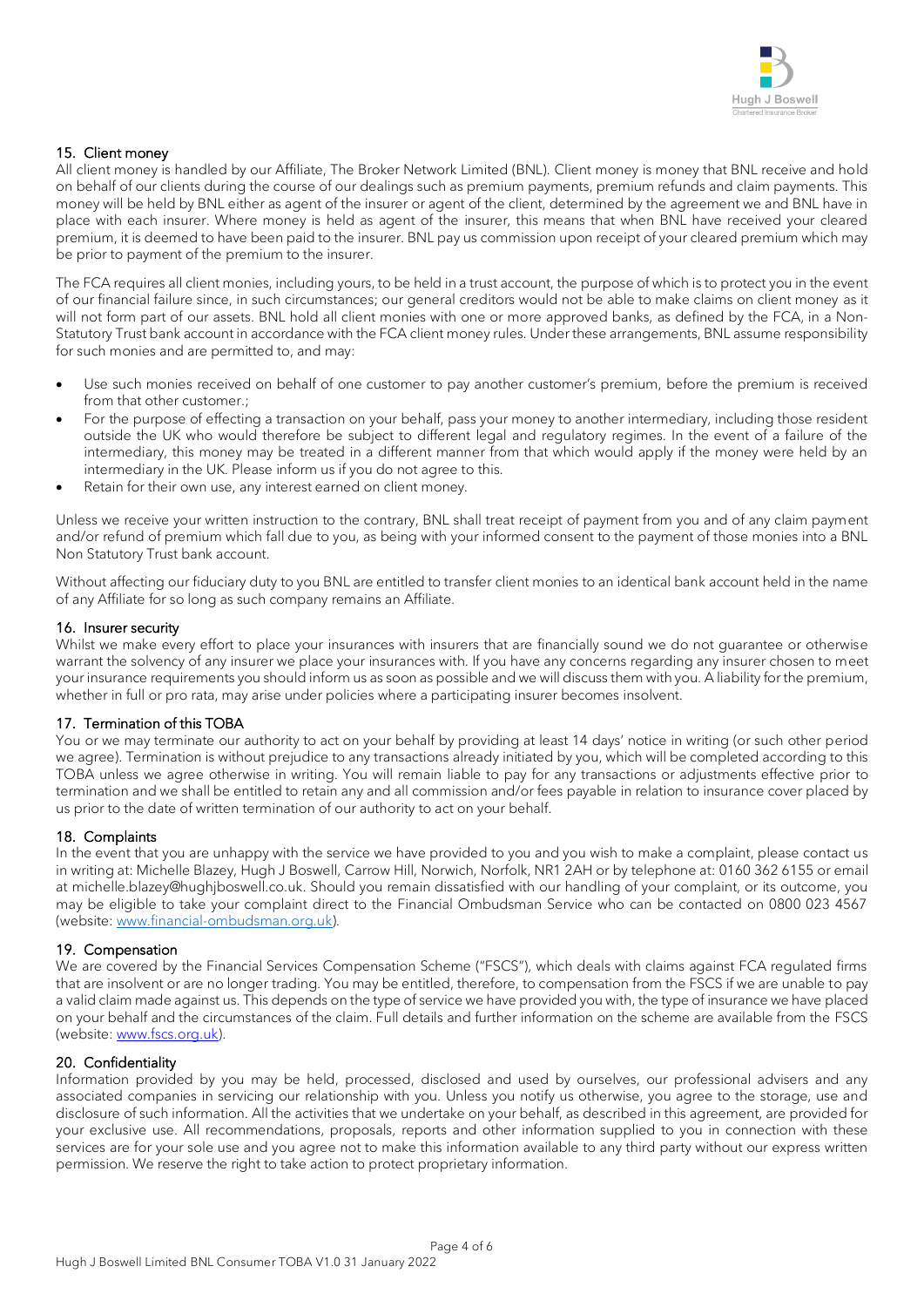## 15. Client money

All client money is handled by our Affiliate, The Broker Network Limited (BNL). Client money is money that BNL receive and hold on behalf of our clients during the course of our dealings such as premium payments, premium refunds and claim payments. This money will be held by BNL either as agent of the insurer or agent of the client, determined by the agreement we and BNL have in place with each insurer. Where money is held as agent of the insurer, this means that when BNL have received your cleared premium, it is deemed to have been paid to the insurer. BNL pay us commission upon receipt of your cleared premium which may be prior to payment of the premium to the insurer.

The FCA requires all client monies, including yours, to be held in a trust account, the purpose of which is to protect you in the event of our financial failure since, in such circumstances; our general creditors would not be able to make claims on client money as it will not form part of our assets. BNL hold all client monies with one or more approved banks, as defined by the FCA, in a Non-Statutory Trust bank account in accordance with the FCA client money rules. Under these arrangements, BNL assume responsibility for such monies and are permitted to, and may:

- Use such monies received on behalf of one customer to pay another customer's premium, before the premium is received from that other customer.;
- For the purpose of effecting a transaction on your behalf, pass your money to another intermediary, including those resident outside the UK who would therefore be subject to different legal and regulatory regimes. In the event of a failure of the intermediary, this money may be treated in a different manner from that which would apply if the money were held by an intermediary in the UK. Please inform us if you do not agree to this.
- Retain for their own use, any interest earned on client money.

Unless we receive your written instruction to the contrary, BNL shall treat receipt of payment from you and of any claim payment and/or refund of premium which fall due to you, as being with your informed consent to the payment of those monies into a BNL Non Statutory Trust bank account.

Without affecting our fiduciary duty to you BNL are entitled to transfer client monies to an identical bank account held in the name of any Affiliate for so long as such company remains an Affiliate.

## 16. Insurer security

Whilst we make every effort to place your insurances with insurers that are financially sound we do not guarantee or otherwise warrant the solvency of any insurer we place your insurances with. If you have any concerns regarding any insurer chosen to meet your insurance requirements you should inform us as soon as possible and we will discuss them with you. A liability for the premium, whether in full or pro rata, may arise under policies where a participating insurer becomes insolvent.

## 17. Termination of this TOBA

You or we may terminate our authority to act on your behalf by providing at least 14 days' notice in writing (or such other period we agree). Termination is without prejudice to any transactions already initiated by you, which will be completed according to this TOBA unless we agree otherwise in writing. You will remain liable to pay for any transactions or adjustments effective prior to termination and we shall be entitled to retain any and all commission and/or fees payable in relation to insurance cover placed by us prior to the date of written termination of our authority to act on your behalf.

## 18. Complaints

In the event that you are unhappy with the service we have provided to you and you wish to make a complaint, please contact us in writing at: Michelle Blazey, Hugh J Boswell, Carrow Hill, Norwich, Norfolk, NR1 2AH or by telephone at: 0160 362 6155 or email at michelle.blazey@hughjboswell.co.uk. Should you remain dissatisfied with our handling of your complaint, or its outcome, you may be eligible to take your complaint direct to the Financial Ombudsman Service who can be contacted on 0800 023 4567 (website: [www.financial-ombudsman.org.uk](http://www.financial-ombudsman.org.uk)).

## 19. Compensation

We are covered by the Financial Services Compensation Scheme ("FSCS"), which deals with claims against FCA regulated firms that are insolvent or are no longer trading. You may be entitled, therefore, to compensation from the FSCS if we are unable to pay a valid claim made against us. This depends on the type of service we have provided you with, the type of insurance we have placed on your behalf and the circumstances of the claim. Full details and further information on the scheme are available from the FSCS (website: [www.fscs.org.uk](http://www.fscs.org.uk)).

## 20. Confidentiality

Information provided by you may be held, processed, disclosed and used by ourselves, our professional advisers and any associated companies in servicing our relationship with you. Unless you notify us otherwise, you agree to the storage, use and disclosure of such information. All the activities that we undertake on your behalf, as described in this agreement, are provided for your exclusive use. All recommendations, proposals, reports and other information supplied to you in connection with these services are for your sole use and you agree not to make this information available to any third party without our express written permission. We reserve the right to take action to protect proprietary information.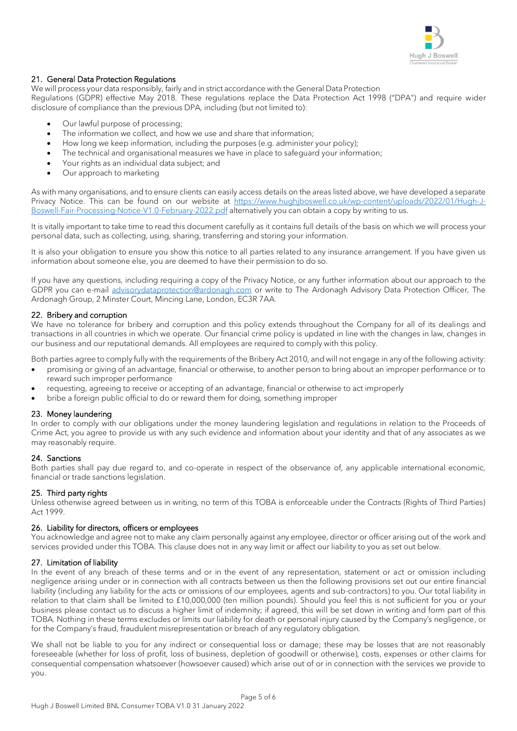## 21. General Data Protection Regulations

We will process your data responsibly, fairly and in strict accordance with the General Data Protection Regulations (GDPR) effective May 2018. These regulations replace the Data Protection Act 1998 ("DPA") and require wider disclosure of compliance than the previous DPA, including (but not limited to):

- Our lawful purpose of processing;
- The information we collect, and how we use and share that information;
- How long we keep information, including the purposes (e.g. administer your policy);
- The technical and organisational measures we have in place to safeguard your information;
- Your rights as an individual data subject; and
- Our approach to marketing

As with many organisations, and to ensure clients can easily access details on the areas listed above, we have developed a separate Privacy Notice. This can be found on our website at [https://www.hughjboswell.co.uk/wp-content/uploads/2022/01/Hugh-J-Boswell-Fair-Processing-Notice-V1.0-February-2022.pdf](https://www.hughjboswell.co.uk/wp-content/uploads/2022/01/Hugh-J-Boswell-Fair-Processing-Notice-V1.0-February-2022.pdf) alternatively you can obtain a copy by writing to us.

It is vitally important to take time to read this document carefully as it contains full details of the basis on which we will process your personal data, such as collecting, using, sharing, transferring and storing your information.

It is also your obligation to ensure you show this notice to all parties related to any insurance arrangement. If you have given us information about someone else, you are deemed to have their permission to do so.

If you have any questions, including requiring a copy of the Privacy Notice, or any further information about our approach to the GDPR you can e-mail [advisorydataprotection@ardonagh.com](mailto:advisorydataprotection@ardonagh.com) or write to The Ardonagh Advisory Data Protection Officer, The Ardonagh Group, 2 Minster Court, Mincing Lane, London, EC3R 7AA.

## 22. Bribery and corruption

We have no tolerance for bribery and corruption and this policy extends throughout the Company for all of its dealings and transactions in all countries in which we operate. Our financial crime policy is updated in line with the changes in law, changes in our business and our reputational demands. All employees are required to comply with this policy.

Both parties agree to comply fully with the requirements of the Bribery Act 2010, and will not engage in any of the following activity:

- promising or giving of an advantage, financial or otherwise, to another person to bring about an improper performance or to reward such improper performance
- requesting, agreeing to receive or accepting of an advantage, financial or otherwise to act improperly
- bribe a foreign public official to do or reward them for doing, something improper

## 23. Money laundering

In order to comply with our obligations under the money laundering legislation and regulations in relation to the Proceeds of Crime Act, you agree to provide us with any such evidence and information about your identity and that of any associates as we may reasonably require.

## 24. Sanctions

Both parties shall pay due regard to, and co-operate in respect of the observance of, any applicable international economic, financial or trade sanctions legislation.

## 25. Third party rights

Unless otherwise agreed between us in writing, no term of this TOBA is enforceable under the Contracts (Rights of Third Parties) Act 1999.

## 26. Liability for directors, officers or employees

You acknowledge and agree not to make any claim personally against any employee, director or officer arising out of the work and services provided under this TOBA. This clause does not in any way limit or affect our liability to you as set out below.

## 27. Limitation of liability

In the event of any breach of these terms and or in the event of any representation, statement or act or omission including negligence arising under or in connection with all contracts between us then the following provisions set out our entire financial liability (including any liability for the acts or omissions of our employees, agents and sub-contractors) to you. Our total liability in relation to that claim shall be limited to £10,000,000 (ten million pounds). Should you feel this is not sufficient for you or your business please contact us to discuss a higher limit of indemnity; if agreed, this will be set down in writing and form part of this TOBA. Nothing in these terms excludes or limits our liability for death or personal injury caused by the Company's negligence, or for the Company's fraud, fraudulent misrepresentation or breach of any regulatory obligation.

We shall not be liable to you for any indirect or consequential loss or damage; these may be losses that are not reasonably foreseeable (whether for loss of profit, loss of business, depletion of goodwill or otherwise), costs, expenses or other claims for consequential compensation whatsoever (howsoever caused) which arise out of or in connection with the services we provide to you.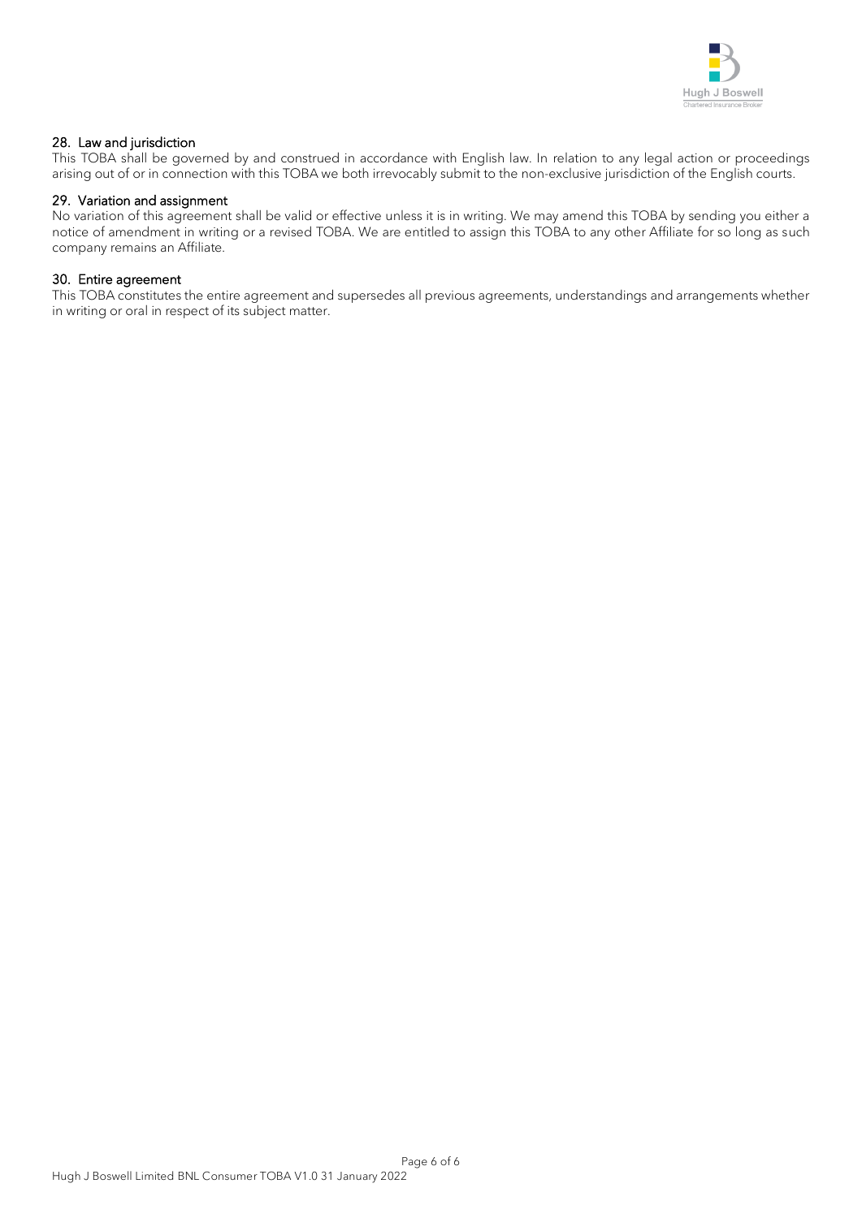## 28. Law and jurisdiction

This TOBA shall be governed by and construed in accordance with English law. In relation to any legal action or proceedings arising out of or in connection with this TOBA we both irrevocably submit to the non-exclusive jurisdiction of the English courts.

## 29. Variation and assignment

No variation of this agreement shall be valid or effective unless it is in writing. We may amend this TOBA by sending you either a notice of amendment in writing or a revised TOBA. We are entitled to assign this TOBA to any other Affiliate for so long as such company remains an Affiliate.

## 30. Entire agreement

This TOBA constitutes the entire agreement and supersedes all previous agreements, understandings and arrangements whether in writing or oral in respect of its subject matter.